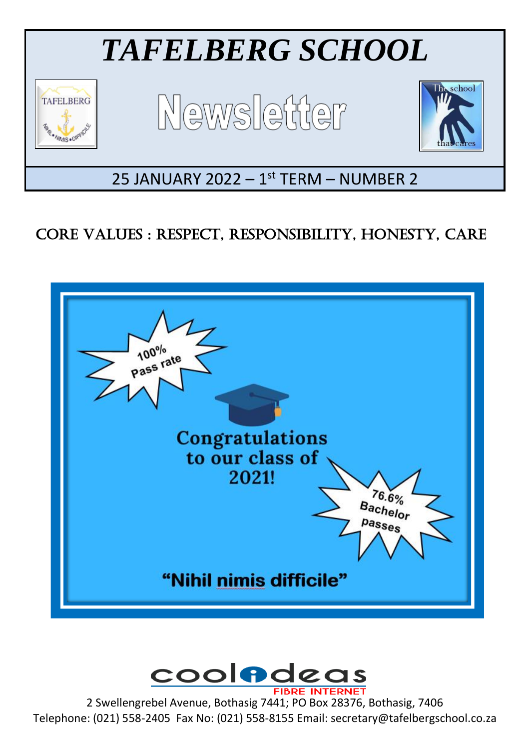# *TAFELBERG SCHOOL*

## Newsletter

25 JANUARY 2022 – 1st TERM – NUMBER 2

**CORE VALUES : RESPECT, RESPONSIBILITY, HONESTY, CARE**

100% Pass rate

**Congratulations to our class of 2021!**

76.6% Bachelor passes

**"Nihil nimis difficile"**

2 Swellengrebel Avenue, Bothasig 7441; PO Box 28376, Bothasig, 7406
Telephone: (021) 558-2405 Fax No: (021) 558-8155 Email: secretary@tafelbergschool.co.za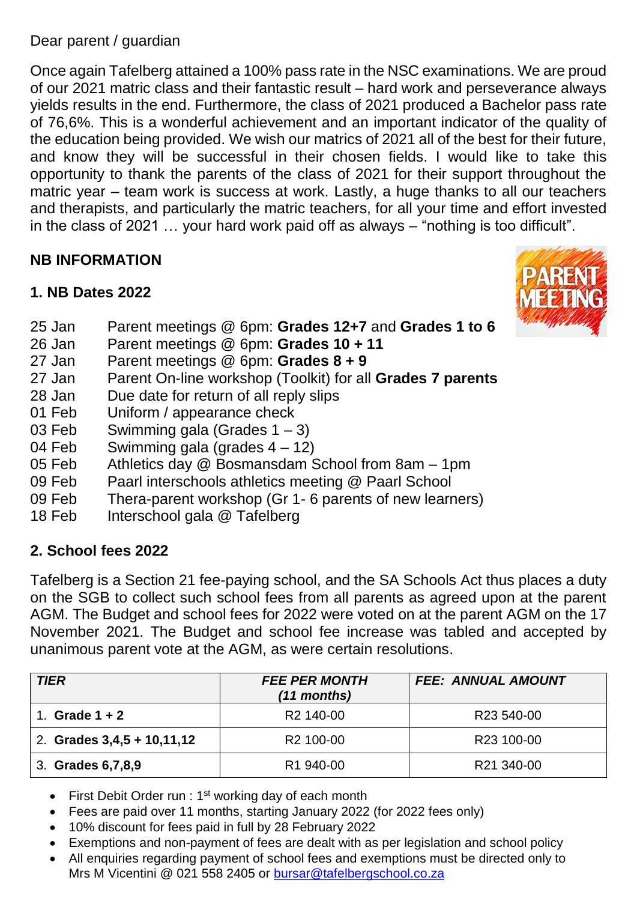Dear parent / guardian

Once again Tafelberg attained a 100% pass rate in the NSC examinations. We are proud of our 2021 matric class and their fantastic result – hard work and perseverance always yields results in the end. Furthermore, the class of 2021 produced a Bachelor pass rate of 76,6%. This is a wonderful achievement and an important indicator of the quality of the education being provided. We wish our matrics of 2021 all of the best for their future, and know they will be successful in their chosen fields. I would like to take this opportunity to thank the parents of the class of 2021 for their support throughout the matric year – team work is success at work. Lastly, a huge thanks to all our teachers and therapists, and particularly the matric teachers, for all your time and effort invested in the class of 2021 … your hard work paid off as always – "nothing is too difficult".

**NB INFORMATION**

**1. NB Dates 2022**

- 25 Jan — Parent meetings @ 6pm: **Grades 12+7** and **Grades 1 to 6**
- 26 Jan — Parent meetings @ 6pm: **Grades 10 + 11**
- 27 Jan — Parent meetings @ 6pm: **Grades 8 + 9**
- 27 Jan — Parent On-line workshop (Toolkit) for all **Grades 7 parents**
- 28 Jan — Due date for return of all reply slips
- 01 Feb — Uniform / appearance check
- 03 Feb — Swimming gala (Grades 1 – 3)
- 04 Feb — Swimming gala (grades 4 – 12)
- 05 Feb — Athletics day @ Bosmansdam School from 8am – 1pm
- 09 Feb — Paarl interschools athletics meeting @ Paarl School
- 09 Feb — Thera-parent workshop (Gr 1- 6 parents of new learners)
- 18 Feb — Interschool gala @ Tafelberg

**2. School fees 2022**

Tafelberg is a Section 21 fee-paying school, and the SA Schools Act thus places a duty on the SGB to collect such school fees from all parents as agreed upon at the parent AGM. The Budget and school fees for 2022 were voted on at the parent AGM on the 17 November 2021. The Budget and school fee increase was tabled and accepted by unanimous parent vote at the AGM, as were certain resolutions.

| *TIER* | *FEE PER MONTH (11 months)* | *FEE: ANNUAL AMOUNT* |
|---|---|---|
| 1. **Grade 1 + 2** | R2 140-00 | R23 540-00 |
| 2. **Grades 3,4,5 + 10,11,12** | R2 100-00 | R23 100-00 |
| 3. **Grades 6,7,8,9** | R1 940-00 | R21 340-00 |

- First Debit Order run : 1st working day of each month
- Fees are paid over 11 months, starting January 2022 (for 2022 fees only)
- 10% discount for fees paid in full by 28 February 2022
- Exemptions and non-payment of fees are dealt with as per legislation and school policy
- All enquiries regarding payment of school fees and exemptions must be directed only to Mrs M Vicentini @ 021 558 2405 or bursar@tafelbergschool.co.za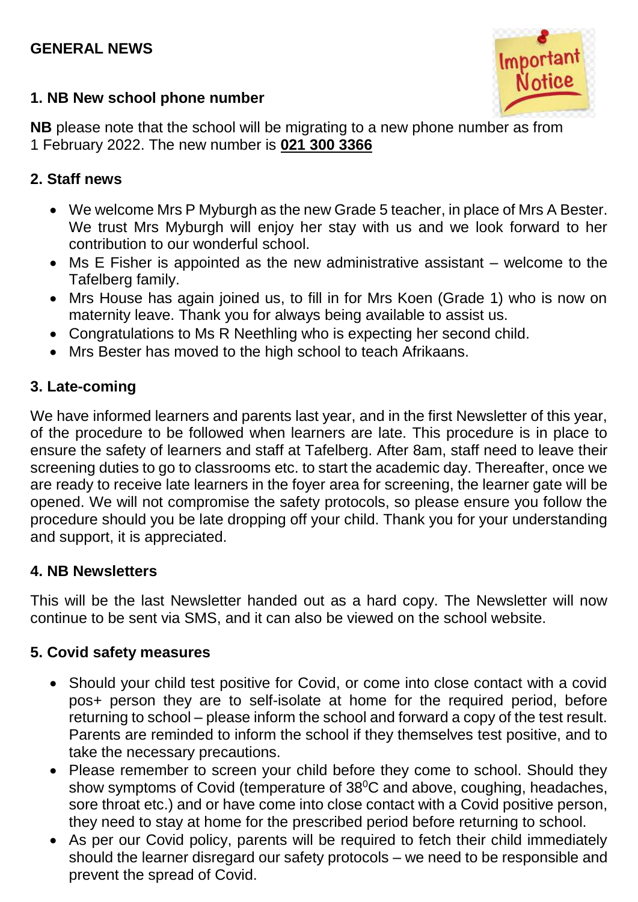## GENERAL NEWS

### 1. NB New school phone number

**NB** please note that the school will be migrating to a new phone number as from 1 February 2022. The new number is **021 300 3366**

### 2. Staff news

- We welcome Mrs P Myburgh as the new Grade 5 teacher, in place of Mrs A Bester. We trust Mrs Myburgh will enjoy her stay with us and we look forward to her contribution to our wonderful school.
- Ms E Fisher is appointed as the new administrative assistant – welcome to the Tafelberg family.
- Mrs House has again joined us, to fill in for Mrs Koen (Grade 1) who is now on maternity leave. Thank you for always being available to assist us.
- Congratulations to Ms R Neethling who is expecting her second child.
- Mrs Bester has moved to the high school to teach Afrikaans.

### 3. Late-coming

We have informed learners and parents last year, and in the first Newsletter of this year, of the procedure to be followed when learners are late. This procedure is in place to ensure the safety of learners and staff at Tafelberg. After 8am, staff need to leave their screening duties to go to classrooms etc. to start the academic day. Thereafter, once we are ready to receive late learners in the foyer area for screening, the learner gate will be opened. We will not compromise the safety protocols, so please ensure you follow the procedure should you be late dropping off your child. Thank you for your understanding and support, it is appreciated.

### 4. NB Newsletters

This will be the last Newsletter handed out as a hard copy. The Newsletter will now continue to be sent via SMS, and it can also be viewed on the school website.

### 5. Covid safety measures

- Should your child test positive for Covid, or come into close contact with a covid pos+ person they are to self-isolate at home for the required period, before returning to school – please inform the school and forward a copy of the test result. Parents are reminded to inform the school if they themselves test positive, and to take the necessary precautions.
- Please remember to screen your child before they come to school. Should they show symptoms of Covid (temperature of $38^0$C and above, coughing, headaches, sore throat etc.) and or have come into close contact with a Covid positive person, they need to stay at home for the prescribed period before returning to school.
- As per our Covid policy, parents will be required to fetch their child immediately should the learner disregard our safety protocols – we need to be responsible and prevent the spread of Covid.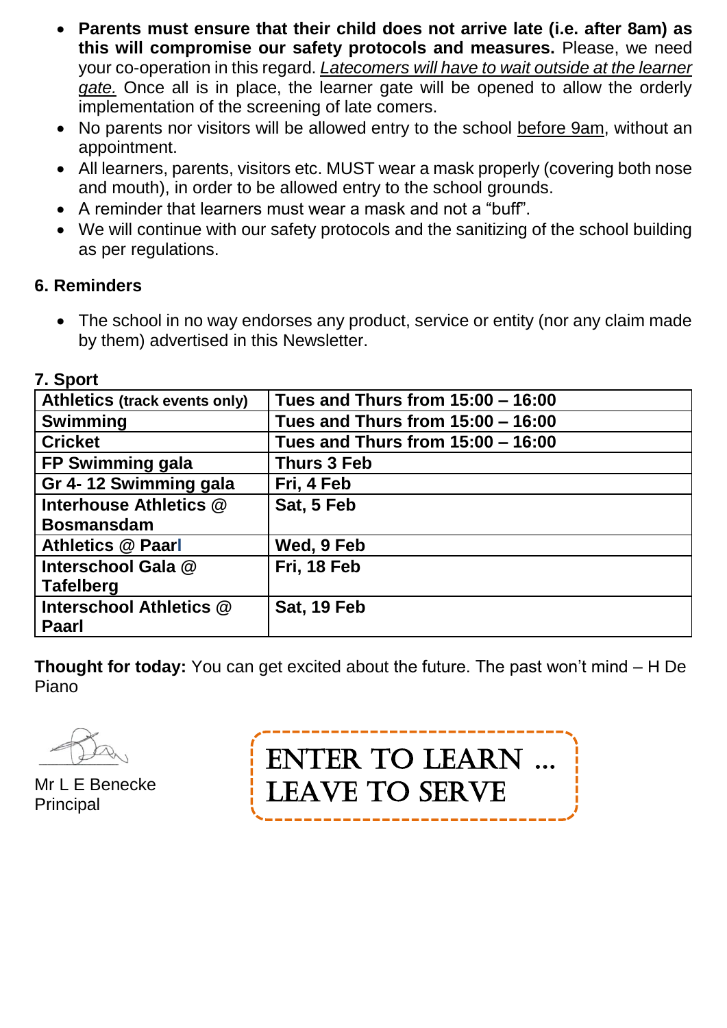- **Parents must ensure that their child does not arrive late (i.e. after 8am) as this will compromise our safety protocols and measures.** Please, we need your co-operation in this regard. *Latecomers will have to wait outside at the learner gate.* Once all is in place, the learner gate will be opened to allow the orderly implementation of the screening of late comers.
- No parents nor visitors will be allowed entry to the school before 9am, without an appointment.
- All learners, parents, visitors etc. MUST wear a mask properly (covering both nose and mouth), in order to be allowed entry to the school grounds.
- A reminder that learners must wear a mask and not a "buff".
- We will continue with our safety protocols and the sanitizing of the school building as per regulations.

## 6. Reminders

- The school in no way endorses any product, service or entity (nor any claim made by them) advertised in this Newsletter.

## 7. Sport

| | |
|---|---|
| **Athletics (track events only)** | **Tues and Thurs from 15:00 – 16:00** |
| **Swimming** | **Tues and Thurs from 15:00 – 16:00** |
| **Cricket** | **Tues and Thurs from 15:00 – 16:00** |
| **FP Swimming gala** | **Thurs 3 Feb** |
| **Gr 4- 12 Swimming gala** | **Fri, 4 Feb** |
| **Interhouse Athletics @ Bosmansdam** | **Sat, 5 Feb** |
| **Athletics @ Paarl** | **Wed, 9 Feb** |
| **Interschool Gala @ Tafelberg** | **Fri, 18 Feb** |
| **Interschool Athletics @ Paarl** | **Sat, 19 Feb** |

**Thought for today:** You can get excited about the future. The past won't mind – H De Piano

Mr L E Benecke
Principal

ENTER TO LEARN …
LEAVE TO SERVE